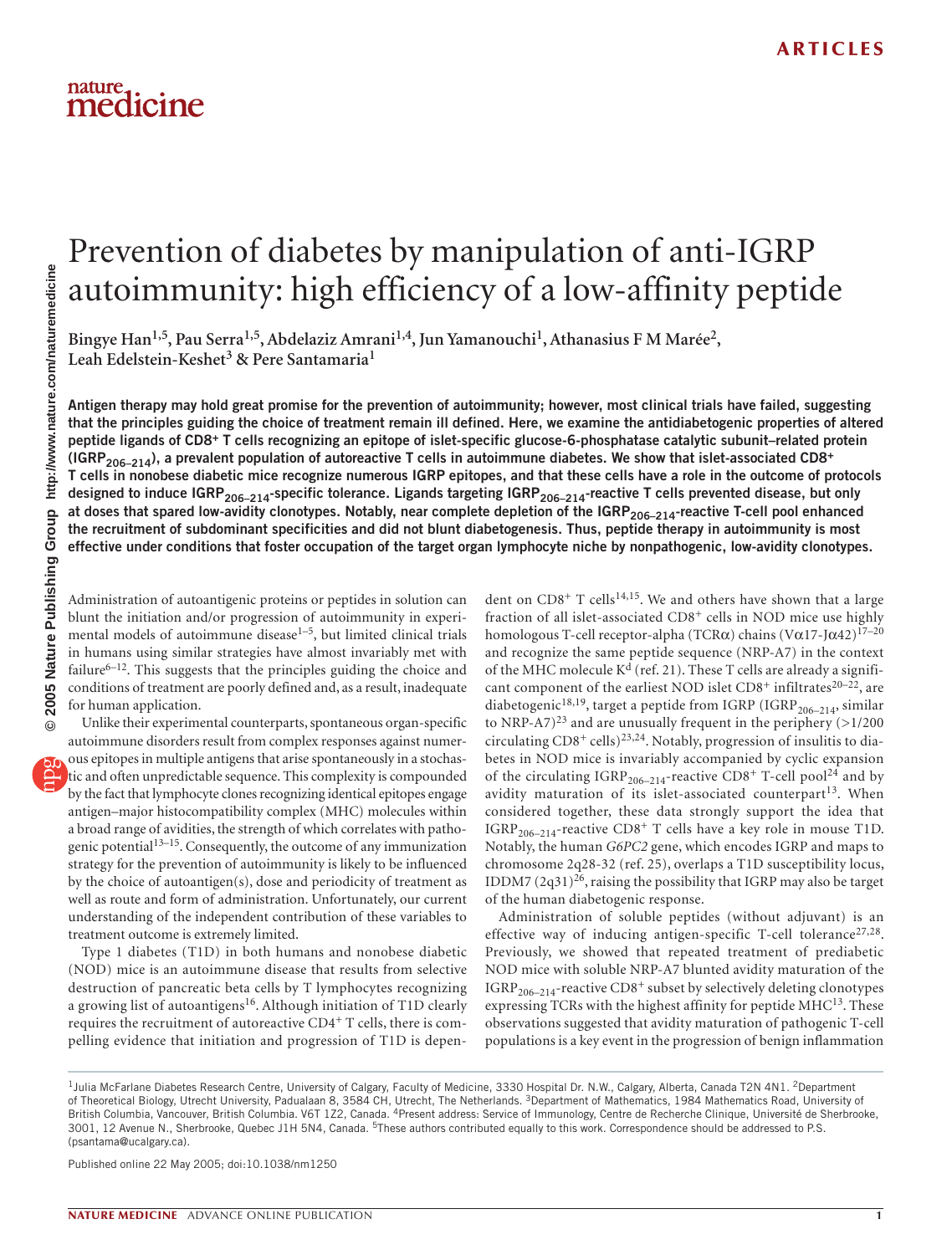# Prevention of diabetes by manipulation of anti-IGRP autoimmunity: high efficiency of a low-affinity peptide

**Bingye Han[1,5], Pau Serra[1,5], Abdelaziz Amrani[1,4], Jun Yamanouchi[1], Athanasius F M Marée[2], Leah Edelstein-Keshet[3] & Pere Santamaria[1]**

**Antigen therapy may hold great promise for the prevention of autoimmunity; however, most clinical trials have failed, suggesting that the principles guiding the choice of treatment remain ill defined. Here, we examine the antidiabetogenic properties of altered peptide ligands of CD8+ T cells recognizing an epitope of islet-specific glucose-6-phosphatase catalytic subunit–related protein ($IGRP_{206–214}$), a prevalent population of autoreactive T cells in autoimmune diabetes. We show that islet-associated CD8+ T cells in nonobese diabetic mice recognize numerous IGRP epitopes, and that these cells have a role in the outcome of protocols designed to induce $IGRP_{206–214}$-specific tolerance. Ligands targeting $IGRP_{206–214}$-reactive T cells prevented disease, but only at doses that spared low-avidity clonotypes. Notably, near complete depletion of the $IGRP_{206–214}$-reactive T-cell pool enhanced the recruitment of subdominant specificities and did not blunt diabetogenesis. Thus, peptide therapy in autoimmunity is most effective under conditions that foster occupation of the target organ lymphocyte niche by nonpathogenic, low-avidity clonotypes.**

Administration of autoantigenic proteins or peptides in solution can blunt the initiation and/or progression of autoimmunity in experimental models of autoimmune disease[1–5], but limited clinical trials in humans using similar strategies have almost invariably met with failure[6–12]. This suggests that the principles guiding the choice and conditions of treatment are poorly defined and, as a result, inadequate for human application.

Unlike their experimental counterparts, spontaneous organ-specific autoimmune disorders result from complex responses against numerous epitopes in multiple antigens that arise spontaneously in a stochastic and often unpredictable sequence. This complexity is compounded by the fact that lymphocyte clones recognizing identical epitopes engage antigen–major histocompatibility complex (MHC) molecules within a broad range of avidities, the strength of which correlates with pathogenic potential[13–15]. Consequently, the outcome of any immunization strategy for the prevention of autoimmunity is likely to be influenced by the choice of autoantigen(s), dose and periodicity of treatment as well as route and form of administration. Unfortunately, our current understanding of the independent contribution of these variables to treatment outcome is extremely limited.

Type 1 diabetes (T1D) in both humans and nonobese diabetic (NOD) mice is an autoimmune disease that results from selective destruction of pancreatic beta cells by T lymphocytes recognizing a growing list of autoantigens[16]. Although initiation of T1D clearly requires the recruitment of autoreactive CD4+ T cells, there is compelling evidence that initiation and progression of T1D is dependent on CD8+ T cells[14,15]. We and others have shown that a large fraction of all islet-associated CD8+ cells in NOD mice use highly homologous T-cell receptor-alpha (TCRα) chains (Vα17-Jα42)[17–20] and recognize the same peptide sequence (NRP-A7) in the context of the MHC molecule $K^d$ (ref. 21). These T cells are already a significant component of the earliest NOD islet CD8+ infiltrates[20–22], are diabetogenic[18,19], target a peptide from IGRP ($IGRP_{206–214}$, similar to NRP-A7)[23] and are unusually frequent in the periphery (>1/200 circulating CD8+ cells)[23,24]. Notably, progression of insulitis to diabetes in NOD mice is invariably accompanied by cyclic expansion of the circulating $IGRP_{206–214}$-reactive CD8+ T-cell pool[24] and by avidity maturation of its islet-associated counterpart[13]. When considered together, these data strongly support the idea that $IGRP_{206–214}$-reactive CD8+ T cells have a key role in mouse T1D. Notably, the human *G6PC2* gene, which encodes IGRP and maps to chromosome 2q28-32 (ref. 25), overlaps a T1D susceptibility locus, IDDM7 (2q31)[26], raising the possibility that IGRP may also be target of the human diabetogenic response.

Administration of soluble peptides (without adjuvant) is an effective way of inducing antigen-specific T-cell tolerance[27,28]. Previously, we showed that repeated treatment of prediabetic NOD mice with soluble NRP-A7 blunted avidity maturation of the $IGRP_{206–214}$-reactive CD8+ subset by selectively deleting clonotypes expressing TCRs with the highest affinity for peptide MHC[13]. These observations suggested that avidity maturation of pathogenic T-cell populations is a key event in the progression of benign inflammation

[1]Julia McFarlane Diabetes Research Centre, University of Calgary, Faculty of Medicine, 3330 Hospital Dr. N.W., Calgary, Alberta, Canada T2N 4N1. [2]Department of Theoretical Biology, Utrecht University, Padualaan 8, 3584 CH, Utrecht, The Netherlands. [3]Department of Mathematics, 1984 Mathematics Road, University of British Columbia, Vancouver, British Columbia. V6T 1Z2, Canada. [4]Present address: Service of Immunology, Centre de Recherche Clinique, Université de Sherbrooke, 3001, 12 Avenue N., Sherbrooke, Quebec J1H 5N4, Canada. [5]These authors contributed equally to this work. Correspondence should be addressed to P.S. (psantama@ucalgary.ca).

Published online 22 May 2005; doi:10.1038/nm1250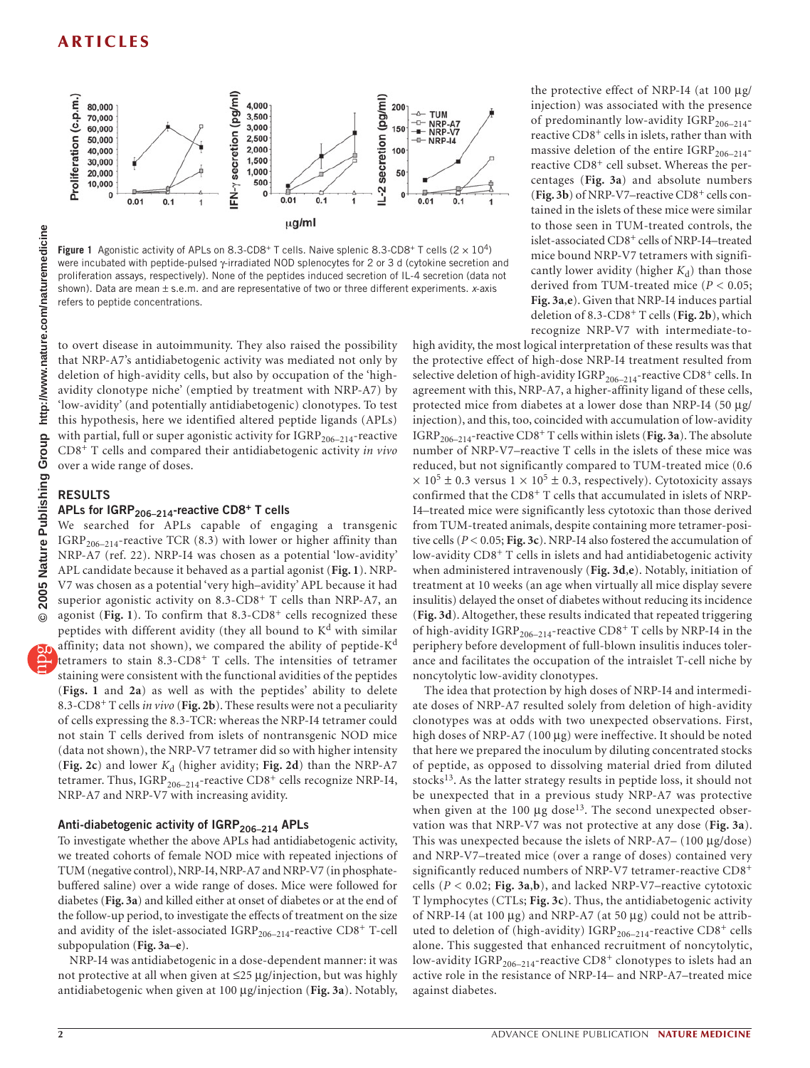Figure 1 Agonistic activity of APLs on 8.3-CD8+ T cells. Naive splenic 8.3-CD8+ T cells ($2 \times 10^4$) were incubated with peptide-pulsed γ-irradiated NOD splenocytes for 2 or 3 d (cytokine secretion and proliferation assays, respectively). None of the peptides induced secretion of IL-4 secretion (data not shown). Data are mean ± s.e.m. and are representative of two or three different experiments. *x*-axis refers to peptide concentrations.

to overt disease in autoimmunity. They also raised the possibility that NRP-A7's antidiabetogenic activity was mediated not only by deletion of high-avidity cells, but also by occupation of the 'high-avidity clonotype niche' (emptied by treatment with NRP-A7) by 'low-avidity' (and potentially antidiabetogenic) clonotypes. To test this hypothesis, here we identified altered peptide ligands (APLs) with partial, full or super agonistic activity for $IGRP_{206–214}$-reactive $CD8^+$ T cells and compared their antidiabetogenic activity *in vivo* over a wide range of doses.

## RESULTS

### APLs for $IGRP_{206–214}$-reactive $CD8^+$ T cells

We searched for APLs capable of engaging a transgenic $IGRP_{206–214}$-reactive TCR (8.3) with lower or higher affinity than NRP-A7 (ref. 22). NRP-I4 was chosen as a potential 'low-avidity' APL candidate because it behaved as a partial agonist (**Fig. 1**). NRP-V7 was chosen as a potential 'very high–avidity' APL because it had superior agonistic activity on 8.3-$CD8^+$ T cells than NRP-A7, an agonist (**Fig. 1**). To confirm that 8.3-$CD8^+$ cells recognized these peptides with different avidity (they all bound to $K^d$ with similar affinity; data not shown), we compared the ability of peptide-$K^d$ tetramers to stain 8.3-$CD8^+$ T cells. The intensities of tetramer staining were consistent with the functional avidities of the peptides (**Figs. 1** and **2a**) as well as with the peptides' ability to delete 8.3-$CD8^+$ T cells *in vivo* (**Fig. 2b**). These results were not a peculiarity of cells expressing the 8.3-TCR: whereas the NRP-I4 tetramer could not stain T cells derived from islets of nontransgenic NOD mice (data not shown), the NRP-V7 tetramer did so with higher intensity (**Fig. 2c**) and lower $K_d$ (higher avidity; **Fig. 2d**) than the NRP-A7 tetramer. Thus, $IGRP_{206–214}$-reactive $CD8^+$ cells recognize NRP-I4, NRP-A7 and NRP-V7 with increasing avidity.

### Anti-diabetogenic activity of $IGRP_{206–214}$ APLs

To investigate whether the above APLs had antidiabetogenic activity, we treated cohorts of female NOD mice with repeated injections of TUM (negative control), NRP-I4, NRP-A7 and NRP-V7 (in phosphate-buffered saline) over a wide range of doses. Mice were followed for diabetes (**Fig. 3a**) and killed either at onset of diabetes or at the end of the follow-up period, to investigate the effects of treatment on the size and avidity of the islet-associated $IGRP_{206–214}$-reactive $CD8^+$ T-cell subpopulation (**Fig. 3a–e**).

NRP-I4 was antidiabetogenic in a dose-dependent manner: it was not protective at all when given at ≤25 μg/injection, but was highly antidiabetogenic when given at 100 μg/injection (**Fig. 3a**). Notably, the protective effect of NRP-I4 (at 100 μg/injection) was associated with the presence of predominantly low-avidity $IGRP_{206–214}$-reactive $CD8^+$ cells in islets, rather than with massive deletion of the entire $IGRP_{206–214}$-reactive $CD8^+$ cell subset. Whereas the percentages (**Fig. 3a**) and absolute numbers (**Fig. 3b**) of NRP-V7–reactive $CD8^+$ cells contained in the islets of these mice were similar to those seen in TUM-treated controls, the islet-associated $CD8^+$ cells of NRP-I4–treated mice bound NRP-V7 tetramers with significantly lower avidity (higher $K_d$) than those derived from TUM-treated mice ($P < 0.05$; **Fig. 3a,e**). Given that NRP-I4 induces partial deletion of 8.3-$CD8^+$ T cells (**Fig. 2b**), which recognize NRP-V7 with intermediate-to-high avidity, the most logical interpretation of these results was that the protective effect of high-dose NRP-I4 treatment resulted from selective deletion of high-avidity $IGRP_{206–214}$-reactive $CD8^+$ cells. In agreement with this, NRP-A7, a higher-affinity ligand of these cells, protected mice from diabetes at a lower dose than NRP-I4 (50 μg/injection), and this, too, coincided with accumulation of low-avidity $IGRP_{206–214}$-reactive $CD8^+$ T cells within islets (**Fig. 3a**). The absolute number of NRP-V7–reactive T cells in the islets of these mice was reduced, but not significantly compared to TUM-treated mice ($0.6 \times 10^5 \pm 0.3$ versus $1 \times 10^5 \pm 0.3$, respectively). Cytotoxicity assays confirmed that the $CD8^+$ T cells that accumulated in islets of NRP-I4–treated mice were significantly less cytotoxic than those derived from TUM-treated animals, despite containing more tetramer-positive cells ($P < 0.05$; **Fig. 3c**). NRP-I4 also fostered the accumulation of low-avidity $CD8^+$ T cells in islets and had antidiabetogenic activity when administered intravenously (**Fig. 3d,e**). Notably, initiation of treatment at 10 weeks (an age when virtually all mice display severe insulitis) delayed the onset of diabetes without reducing its incidence (**Fig. 3d**). Altogether, these results indicated that repeated triggering of high-avidity $IGRP_{206–214}$-reactive $CD8^+$ T cells by NRP-I4 in the periphery before development of full-blown insulitis induces tolerance and facilitates the occupation of the intraislet T-cell niche by noncytolytic low-avidity clonotypes.

The idea that protection by high doses of NRP-I4 and intermediate doses of NRP-A7 resulted solely from deletion of high-avidity clonotypes was at odds with two unexpected observations. First, high doses of NRP-A7 (100 μg) were ineffective. It should be noted that here we prepared the inoculum by diluting concentrated stocks of peptide, as opposed to dissolving material dried from diluted stocks[13]. As the latter strategy results in peptide loss, it should not be unexpected that in a previous study NRP-A7 was protective when given at the 100 μg dose[13]. The second unexpected observation was that NRP-V7 was not protective at any dose (**Fig. 3a**). This was unexpected because the islets of NRP-A7– (100 μg/dose) and NRP-V7–treated mice (over a range of doses) contained very significantly reduced numbers of NRP-V7 tetramer-reactive $CD8^+$ cells ($P < 0.02$; **Fig. 3a,b**), and lacked NRP-V7–reactive cytotoxic T lymphocytes (CTLs; **Fig. 3c**). Thus, the antidiabetogenic activity of NRP-I4 (at 100 μg) and NRP-A7 (at 50 μg) could not be attributed to deletion of (high-avidity) $IGRP_{206–214}$-reactive $CD8^+$ cells alone. This suggested that enhanced recruitment of noncytolytic, low-avidity $IGRP_{206–214}$-reactive $CD8^+$ clonotypes to islets had an active role in the resistance of NRP-I4– and NRP-A7–treated mice against diabetes.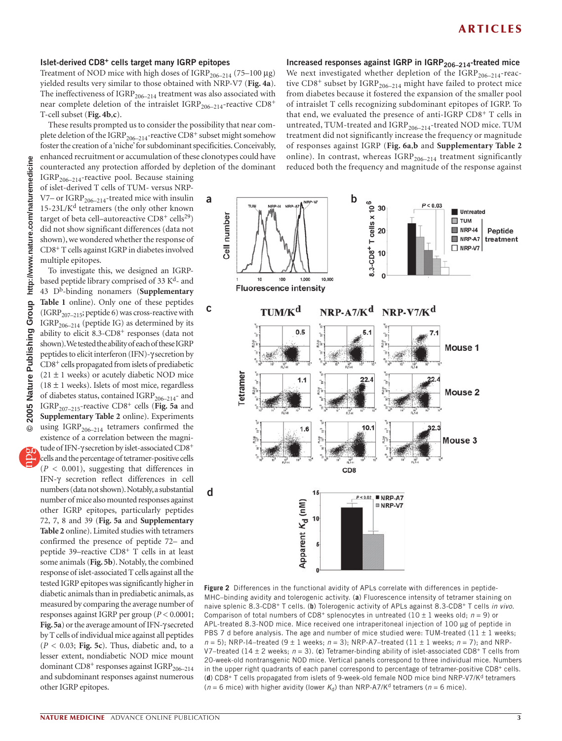### Islet-derived CD8+ cells target many IGRP epitopes

Treatment of NOD mice with high doses of $IGRP_{206–214}$ (75–100 µg) yielded results very similar to those obtained with NRP-V7 (**Fig. 4a**). The ineffectiveness of $IGRP_{206–214}$ treatment was also associated with near complete deletion of the intraislet $IGRP_{206–214}$-reactive $CD8^+$ T-cell subset (**Fig. 4b,c**).

These results prompted us to consider the possibility that near complete deletion of the $IGRP_{206–214}$-reactive $CD8^+$ subset might somehow foster the creation of a 'niche' for subdominant specificities. Conceivably, enhanced recruitment or accumulation of these clonotypes could have counteracted any protection afforded by depletion of the dominant $IGRP_{206–214}$-reactive pool. Because staining of islet-derived T cells of TUM- versus NRP-V7– or $IGRP_{206–214}$-treated mice with insulin 15-23L/$K^d$ tetramers (the only other known target of beta cell–autoreactive $CD8^+$ cells[29]) did not show significant differences (data not shown), we wondered whether the response of $CD8^+$ T cells against IGRP in diabetes involved multiple epitopes.

To investigate this, we designed an IGRP-based peptide library comprised of 33 $K^d$- and 43 $D^b$-binding nonamers (**Supplementary Table 1** online). Only one of these peptides ($IGRP_{207–215}$; peptide 6) was cross-reactive with $IGRP_{206–214}$ (peptide IG) as determined by its ability to elicit 8.3-$CD8^+$ responses (data not shown). We tested the ability of each of these IGRP peptides to elicit interferon (IFN)-γ secretion by $CD8^+$ cells propagated from islets of prediabetic (21 ± 1 weeks) or acutely diabetic NOD mice (18 ± 1 weeks). Islets of most mice, regardless of diabetes status, contained $IGRP_{206–214}$- and $IGRP_{207–215}$-reactive $CD8^+$ cells (**Fig. 5a** and **Supplementary Table 2** online). Experiments using $IGRP_{206–214}$ tetramers confirmed the existence of a correlation between the magnitude of IFN-γ secretion by islet-associated $CD8^+$ cells and the percentage of tetramer-positive cells ($P < 0.001$), suggesting that differences in IFN-γ secretion reflect differences in cell numbers (data not shown). Notably, a substantial number of mice also mounted responses against other IGRP epitopes, particularly peptides 72, 7, 8 and 39 (**Fig. 5a** and **Supplementary Table 2** online). Limited studies with tetramers confirmed the presence of peptide 72– and peptide 39–reactive $CD8^+$ T cells in at least some animals (**Fig. 5b**). Notably, the combined response of islet-associated T cells against all the tested IGRP epitopes was significantly higher in diabetic animals than in prediabetic animals, as measured by comparing the average number of responses against IGRP per group ($P < 0.0001$; **Fig. 5a**) or the average amount of IFN-γ secreted by T cells of individual mice against all peptides ($P < 0.03$; **Fig. 5c**). Thus, diabetic and, to a lesser extent, nondiabetic NOD mice mount dominant $CD8^+$ responses against $IGRP_{206–214}$ and subdominant responses against numerous other IGRP epitopes.

### Increased responses against IGRP in $IGRP_{206–214}$-treated mice

We next investigated whether depletion of the $IGRP_{206–214}$-reactive $CD8^+$ subset by $IGRP_{206–214}$ might have failed to protect mice from diabetes because it fostered the expansion of the smaller pool of intraislet T cells recognizing subdominant epitopes of IGRP. To that end, we evaluated the presence of anti-IGRP $CD8^+$ T cells in untreated, TUM-treated and $IGRP_{206–214}$-treated NOD mice. TUM treatment did not significantly increase the frequency or magnitude of responses against IGRP (**Fig. 6a,b** and **Supplementary Table 2** online). In contrast, whereas $IGRP_{206–214}$ treatment significantly reduced both the frequency and magnitude of the response against

**Figure 2** Differences in the functional avidity of APLs correlate with differences in peptide-MHC–binding avidity and tolerogenic activity. (**a**) Fluorescence intensity of tetramer staining on naive splenic 8.3-$CD8^+$ T cells. (**b**) Tolerogenic activity of APLs against 8.3-$CD8^+$ T cells *in vivo*. Comparison of total numbers of $CD8^+$ splenocytes in untreated (10 ± 1 weeks old; $n = 9$) or APL-treated 8.3-NOD mice. Mice received one intraperitoneal injection of 100 µg of peptide in PBS 7 d before analysis. The age and number of mice studied were: TUM-treated (11 ± 1 weeks; $n = 5$); NRP-I4–treated (9 ± 1 weeks; $n = 3$); NRP-A7–treated (11 ± 1 weeks; $n = 7$); and NRP-V7–treated (14 ± 2 weeks; $n = 3$). (**c**) Tetramer-binding ability of islet-associated $CD8^+$ T cells from 20-week-old nontransgenic NOD mice. Vertical panels correspond to three individual mice. Numbers in the upper right quadrants of each panel correspond to percentage of tetramer-positive $CD8^+$ cells. (**d**) $CD8^+$ T cells propagated from islets of 9-week-old female NOD mice bind NRP-V7/$K^d$ tetramers ($n = 6$ mice) with higher avidity (lower $K_d$) than NRP-A7/$K^d$ tetramers ($n = 6$ mice).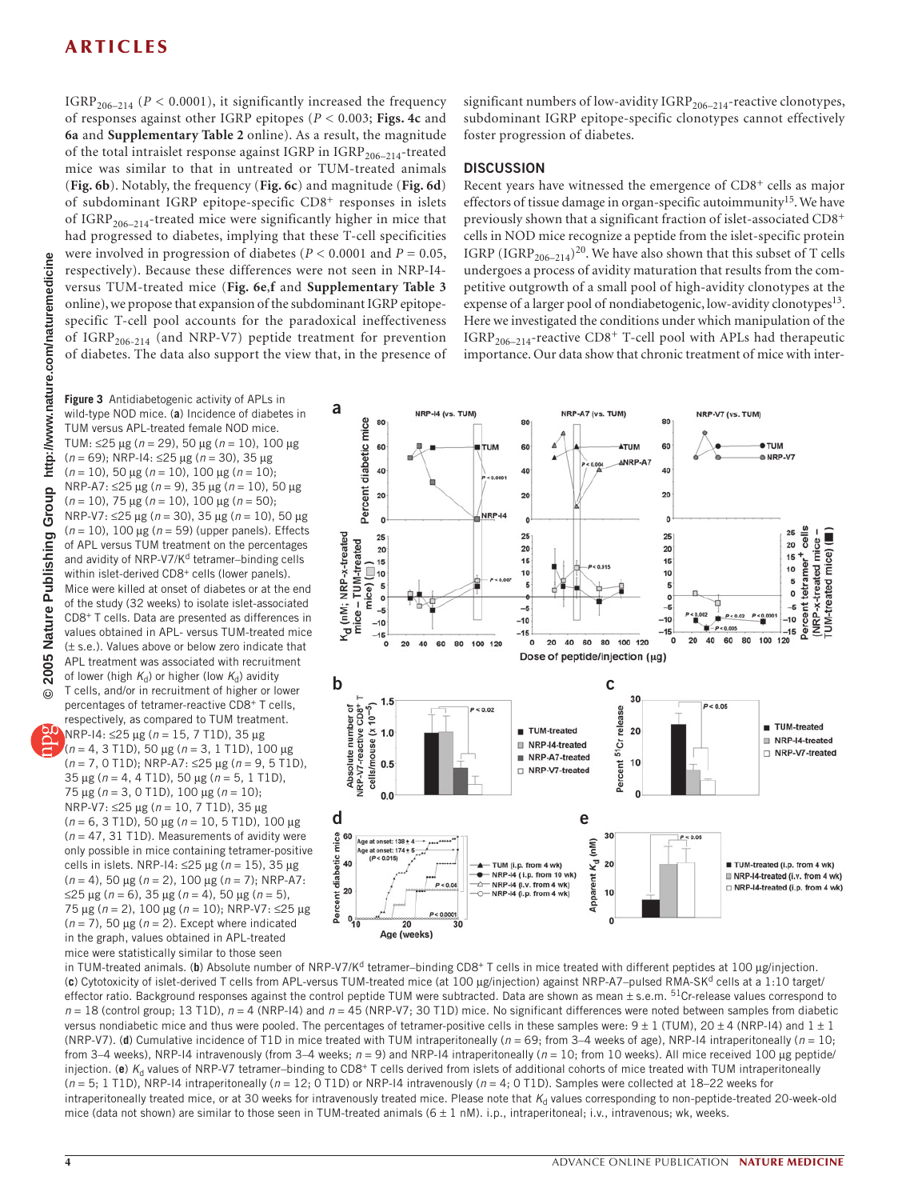IGRP$_{206–214}$ ($P < 0.0001$), it significantly increased the frequency of responses against other IGRP epitopes ($P < 0.003$; **Figs. 4c** and **6a** and **Supplementary Table 2** online). As a result, the magnitude of the total intraislet response against IGRP in IGRP$_{206–214}$-treated mice was similar to that in untreated or TUM-treated animals (**Fig. 6b**). Notably, the frequency (**Fig. 6c**) and magnitude (**Fig. 6d**) of subdominant IGRP epitope-specific CD8+ responses in islets of IGRP$_{206–214}$-treated mice were significantly higher in mice that had progressed to diabetes, implying that these T-cell specificities were involved in progression of diabetes ($P < 0.0001$ and $P = 0.05$, respectively). Because these differences were not seen in NRP-I4- versus TUM-treated mice (**Fig. 6e,f** and **Supplementary Table 3** online), we propose that expansion of the subdominant IGRP epitope-specific T-cell pool accounts for the paradoxical ineffectiveness of IGRP$_{206–214}$ (and NRP-V7) peptide treatment for prevention of diabetes. The data also support the view that, in the presence of significant numbers of low-avidity IGRP$_{206–214}$-reactive clonotypes, subdominant IGRP epitope-specific clonotypes cannot effectively foster progression of diabetes.

## DISCUSSION

Recent years have witnessed the emergence of CD8+ cells as major effectors of tissue damage in organ-specific autoimmunity[15]. We have previously shown that a significant fraction of islet-associated CD8+ cells in NOD mice recognize a peptide from the islet-specific protein IGRP (IGRP$_{206–214}$)[20]. We have also shown that this subset of T cells undergoes a process of avidity maturation that results from the competitive outgrowth of a small pool of high-avidity clonotypes at the expense of a larger pool of nondiabetogenic, low-avidity clonotypes[13]. Here we investigated the conditions under which manipulation of the IGRP$_{206–214}$-reactive CD8+ T-cell pool with APLs had therapeutic importance. Our data show that chronic treatment of mice with inter-

**Figure 3** Antidiabetogenic activity of APLs in wild-type NOD mice. (**a**) Incidence of diabetes in TUM versus APL-treated female NOD mice. TUM: ≤25 μg ($n$ = 29), 50 μg ($n$ = 10), 100 μg ($n$ = 69); NRP-I4: ≤25 μg ($n$ = 30), 35 μg ($n$ = 10), 50 μg ($n$ = 10), 100 μg ($n$ = 10); NRP-A7: ≤25 μg ($n$ = 9), 35 μg ($n$ = 10), 50 μg ($n$ = 10), 75 μg ($n$ = 10), 100 μg ($n$ = 50); NRP-V7: ≤25 μg ($n$ = 30), 35 μg ($n$ = 10), 50 μg ($n$ = 10), 100 μg ($n$ = 59) (upper panels). Effects of APL versus TUM treatment on the percentages and avidity of NRP-V7/K$^d$ tetramer–binding cells within islet-derived CD8+ cells (lower panels). Mice were killed at onset of diabetes or at the end of the study (32 weeks) to isolate islet-associated CD8+ T cells. Data are presented as differences in values obtained in APL- versus TUM-treated mice (± s.e.). Values above or below zero indicate that APL treatment was associated with recruitment of lower (high $K_d$) or higher (low $K_d$) avidity T cells, and/or in recruitment of higher or lower percentages of tetramer-reactive CD8+ T cells, respectively, as compared to TUM treatment. NRP-I4: ≤25 μg ($n$ = 15, 7 T1D), 35 μg ($n$ = 4, 3 T1D), 50 μg ($n$ = 3, 1 T1D), 100 μg ($n$ = 7, 0 T1D); NRP-A7: ≤25 μg ($n$ = 9, 5 T1D), 35 μg ($n$ = 4, 4 T1D), 50 μg ($n$ = 5, 1 T1D), 75 μg ($n$ = 3, 0 T1D), 100 μg ($n$ = 10); NRP-V7: ≤25 μg ($n$ = 10, 7 T1D), 35 μg ($n$ = 6, 3 T1D), 50 μg ($n$ = 10, 5 T1D), 100 μg ($n$ = 47, 31 T1D). Measurements of avidity were only possible in mice containing tetramer-positive cells in islets. NRP-I4: ≤25 μg ($n$ = 15), 35 μg ($n$ = 4), 50 μg ($n$ = 2), 100 μg ($n$ = 7); NRP-A7: ≤25 μg ($n$ = 6), 35 μg ($n$ = 4), 50 μg ($n$ = 5), 75 μg ($n$ = 2), 100 μg ($n$ = 10); NRP-V7: ≤25 μg ($n$ = 7), 50 μg ($n$ = 2). Except were indicated in the graph, values obtained in APL-treated mice were statistically similar to those seen in TUM-treated animals. (**b**) Absolute number of NRP-V7/K$^d$ tetramer–binding CD8+ T cells in mice treated with different peptides at 100 μg/injection. (**c**) Cytotoxicity of islet-derived T cells from APL-versus TUM-treated mice (at 100 μg/injection) against NRP-A7–pulsed RMA-SK$^d$ cells at a 1:10 target/effector ratio. Background responses against the control peptide TUM were subtracted. Data are shown as mean ± s.e.m. $^{51}$Cr-release values correspond to $n$ = 18 (control group; 13 T1D), $n$ = 4 (NRP-I4) and $n$ = 45 (NRP-V7; 30 T1D) mice. No significant differences were noted between samples from diabetic versus nondiabetic mice and thus were pooled. The percentages of tetramer-positive cells in these samples were: 9 ± 1 (TUM), 20 ± 4 (NRP-I4) and 1 ± 1 (NRP-V7). (**d**) Cumulative incidence of T1D in mice treated with TUM intraperitoneally ($n$ = 69; from 3–4 weeks of age), NRP-I4 intraperitoneally ($n$ = 10; from 3–4 weeks), NRP-I4 intravenously (from 3–4 weeks; $n$ = 9) and NRP-I4 intraperitoneally ($n$ = 10; from 10 weeks). All mice received 100 μg peptide/injection. (**e**) $K_d$ values of NRP-V7 tetramer–binding to CD8+ T cells derived from islets of additional cohorts of mice treated with TUM intraperitoneally ($n$ = 5; 1 T1D), NRP-I4 intraperitoneally ($n$ = 12; 0 T1D) or NRP-I4 intravenously ($n$ = 4; 0 T1D). Samples were collected at 18–22 weeks for intraperitoneally treated mice, or at 30 weeks for intravenously treated mice. Please note that $K_d$ values corresponding to non-peptide-treated 20-week-old mice (data not shown) are similar to those seen in TUM-treated animals (6 ± 1 nM). i.p., intraperitoneal; i.v., intravenous; wk, weeks.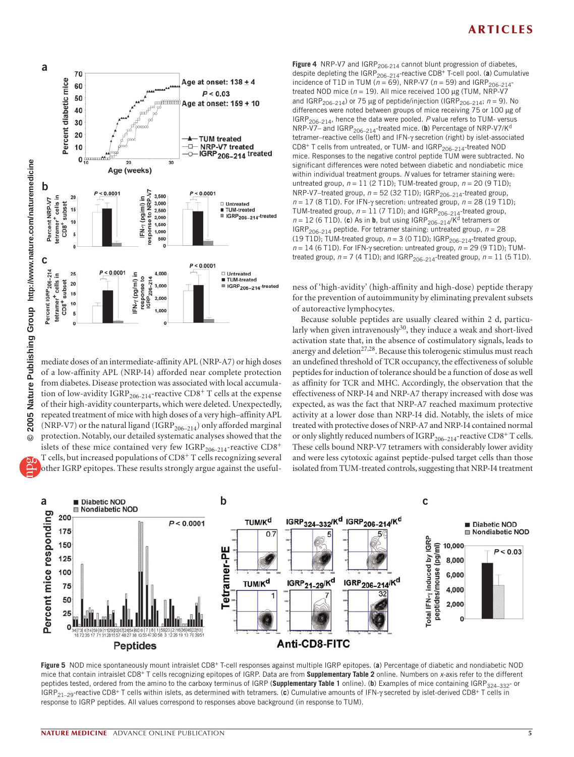**Figure 4** NRP-V7 and $IGRP_{206–214}$ cannot blunt progression of diabetes, despite depleting the $IGRP_{206–214}$-reactive $CD8^+$ T-cell pool. (**a**) Cumulative incidence of T1D in TUM ($n = 69$), NRP-V7 ($n = 59$) and $IGRP_{206–214}$-treated NOD mice ($n = 19$). All mice received 100 μg (TUM, NRP-V7 and $IGRP_{206–214}$) or 75 μg of peptide/injection ($IGRP_{206–214}$; $n = 9$). No differences were noted between groups of mice receiving 75 or 100 μg of $IGRP_{206–214}$, hence the data were pooled. *P* value refers to TUM- versus NRP-V7– and $IGRP_{206–214}$-treated mice. (**b**) Percentage of NRP-V7/$K^d$ tetramer–reactive cells (left) and IFN-γ secretion (right) by islet-associated $CD8^+$ T cells from untreated, or TUM- and $IGRP_{206–214}$-treated NOD mice. Responses to the negative control peptide TUM were subtracted. No significant differences were noted between diabetic and nondiabetic mice within individual treatment groups. *N* values for tetramer staining were: untreated group, $n = 11$ (2 T1D); TUM-treated group, $n = 20$ (9 T1D); NRP-V7–treated group, $n = 52$ (32 T1D); $IGRP_{206–214}$-treated group, $n = 17$ (8 T1D). For IFN-γ secretion: untreated group, $n = 28$ (19 T1D); TUM-treated group, $n = 11$ (7 T1D); and $IGRP_{206–214}$-treated group, $n = 12$ (6 T1D). (**c**) As in **b**, but using $IGRP_{206–214}$/$K^d$ tetramers or $IGRP_{206–214}$ peptide. For tetramer staining: untreated group, $n = 28$ (19 T1D); TUM-treated group, $n = 3$ (0 T1D); $IGRP_{206–214}$-treated group, $n = 14$ (6 T1D). For IFN-γ secretion: untreated group, $n = 29$ (9 T1D); TUM-treated group, $n = 7$ (4 T1D); and $IGRP_{206–214}$-treated group, $n = 11$ (5 T1D).

mediate doses of an intermediate-affinity APL (NRP-A7) or high doses of a low-affinity APL (NRP-I4) afforded near complete protection from diabetes. Disease protection was associated with local accumulation of low-avidity $IGRP_{206-214}$-reactive $CD8^+$ T cells at the expense of their high-avidity counterparts, which were deleted. Unexpectedly, repeated treatment of mice with high doses of a very high–affinity APL (NRP-V7) or the natural ligand ($IGRP_{206–214}$) only afforded marginal protection. Notably, our detailed systematic analyses showed that the islets of these mice contained very few $IGRP_{206-214}$-reactive $CD8^+$ T cells, but increased populations of $CD8^+$ T cells recognizing several other IGRP epitopes. These results strongly argue against the usefulness of 'high-avidity' (high-affinity and high-dose) peptide therapy for the prevention of autoimmunity by eliminating prevalent subsets of autoreactive lymphocytes.

Because soluble peptides are usually cleared within 2 d, particularly when given intravenously[30], they induce a weak and short-lived activation state that, in the absence of costimulatory signals, leads to anergy and deletion[27,28]. Because this tolerogenic stimulus must reach an undefined threshold of TCR occupancy, the effectiveness of soluble peptides for induction of tolerance should be a function of dose as well as affinity for TCR and MHC. Accordingly, the observation that the effectiveness of NRP-I4 and NRP-A7 therapy increased with dose was expected, as was the fact that NRP-A7 reached maximum protective activity at a lower dose than NRP-I4 did. Notably, the islets of mice treated with protective doses of NRP-A7 and NRP-I4 contained normal or only slightly reduced numbers of $IGRP_{206-214}$-reactive $CD8^+$ T cells. These cells bound NRP-V7 tetramers with considerably lower avidity and were less cytotoxic against peptide-pulsed target cells than those isolated from TUM-treated controls, suggesting that NRP-I4 treatment

**Figure 5** NOD mice spontaneously mount intraislet $CD8^+$ T-cell responses against multiple IGRP epitopes. (**a**) Percentage of diabetic and nondiabetic NOD mice that contain intraislet $CD8^+$ T cells recognizing epitopes of IGRP. Data are from **Supplementary Table 2** online. Numbers on *x*-axis refer to the different peptides tested, ordered from the amino to the carboxy terminus of IGRP (**Supplementary Table 1** online). (**b**) Examples of mice containing $IGRP_{324–332}$- or $IGRP_{21–29}$-reactive $CD8^+$ T cells within islets, as determined with tetramers. (**c**) Cumulative amounts of IFN-γ secreted by islet-derived $CD8^+$ T cells in response to IGRP peptides. All values correspond to responses above background (in response to TUM).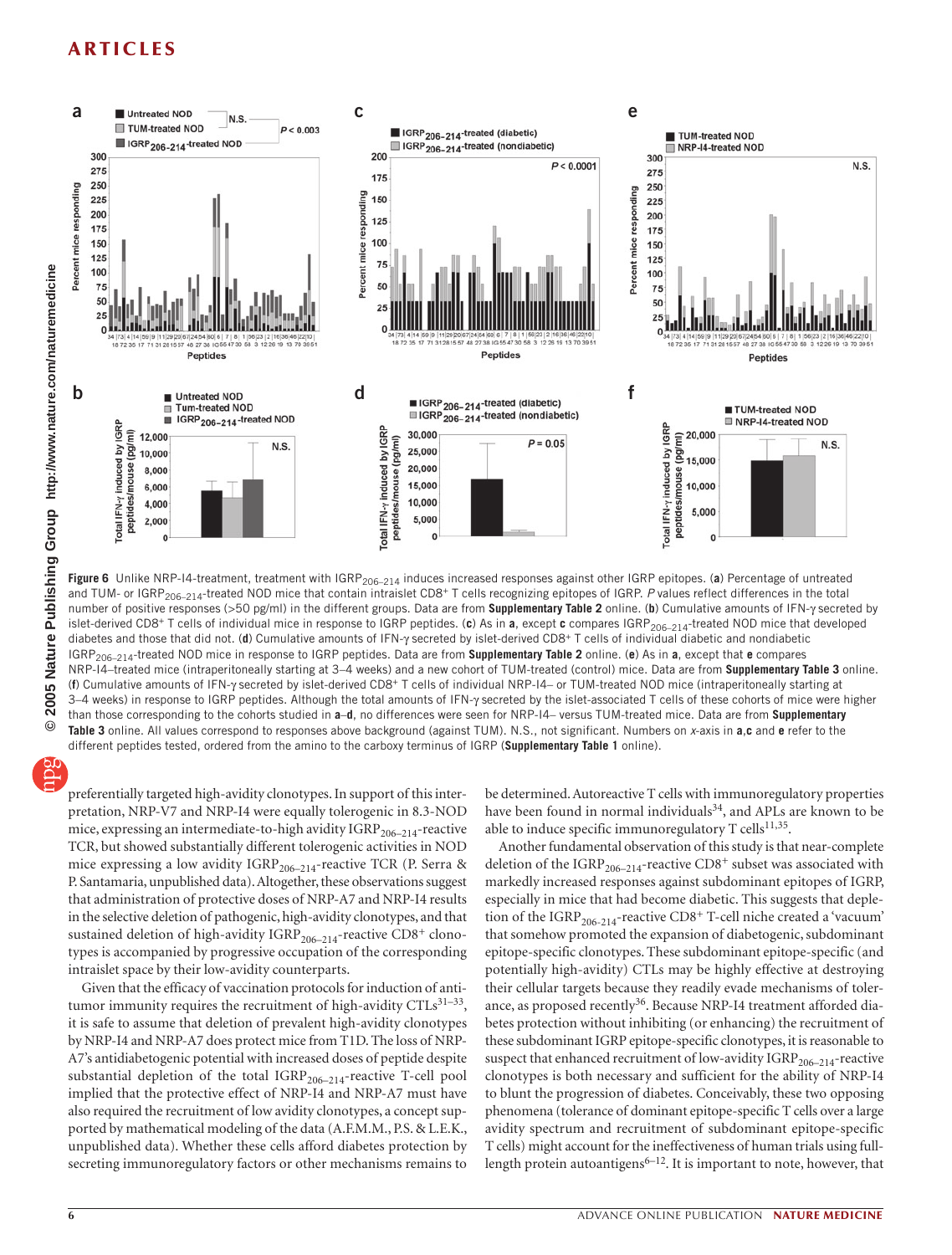**Figure 6** Unlike NRP-I4-treatment, treatment with IGRP$_{206–214}$ induces increased responses against other IGRP epitopes. (**a**) Percentage of untreated and TUM- or IGRP$_{206–214}$-treated NOD mice that contain intraislet CD8+ T cells recognizing epitopes of IGRP. *P* values reflect differences in the total number of positive responses (>50 pg/ml) in the different groups. Data are from **Supplementary Table 2** online. (**b**) Cumulative amounts of IFN-γ secreted by islet-derived CD8+ T cells of individual mice in response to IGRP peptides. (**c**) As in **a**, except **c** compares IGRP$_{206–214}$-treated NOD mice that developed diabetes and those that did not. (**d**) Cumulative amounts of IFN-γ secreted by islet-derived CD8+ T cells of individual diabetic and nondiabetic IGRP$_{206–214}$-treated NOD mice in response to IGRP peptides. Data are from **Supplementary Table 2** online. (**e**) As in **a**, except that **e** compares NRP-I4–treated mice (intraperitoneally starting at 3–4 weeks) and a new cohort of TUM-treated (control) mice. Data are from **Supplementary Table 3** online. (**f**) Cumulative amounts of IFN-γ secreted by islet-derived CD8+ T cells of individual NRP-I4– or TUM-treated NOD mice (intraperitoneally starting at 3–4 weeks) in response to IGRP peptides. Although the total amounts of IFN-γ secreted by the islet-associated T cells of these cohorts of mice were higher than those corresponding to the cohorts studied in **a**–**d**, no differences were seen for NRP-I4– versus TUM-treated mice. Data are from **Supplementary Table 3** online. All values correspond to responses above background (against TUM). N.S., not significant. Numbers on *x*-axis in **a**,**c** and **e** refer to the different peptides tested, ordered from the amino to the carboxy terminus of IGRP (**Supplementary Table 1** online).

preferentially targeted high-avidity clonotypes. In support of this interpretation, NRP-V7 and NRP-I4 were equally tolerogenic in 8.3-NOD mice, expressing an intermediate-to-high avidity IGRP$_{206–214}$-reactive TCR, but showed substantially different tolerogenic activities in NOD mice expressing a low avidity IGRP$_{206–214}$-reactive TCR (P. Serra & P. Santamaria, unpublished data). Altogether, these observations suggest that administration of protective doses of NRP-A7 and NRP-I4 results in the selective deletion of pathogenic, high-avidity clonotypes, and that sustained deletion of high-avidity IGRP$_{206–214}$-reactive CD8+ clonotypes is accompanied by progressive occupation of the corresponding intraislet space by their low-avidity counterparts.

Given that the efficacy of vaccination protocols for induction of antitumor immunity requires the recruitment of high-avidity CTLs[31–33], it is safe to assume that deletion of prevalent high-avidity clonotypes by NRP-I4 and NRP-A7 does protect mice from T1D. The loss of NRP-A7's antidiabetogenic potential with increased doses of peptide despite substantial depletion of the total IGRP$_{206–214}$-reactive T-cell pool implied that the protective effect of NRP-I4 and NRP-A7 must have also required the recruitment of low avidity clonotypes, a concept supported by mathematical modeling of the data (A.F.M.M., P.S. & L.E.K., unpublished data). Whether these cells afford diabetes protection by secreting immunoregulatory factors or other mechanisms remains to be determined. Autoreactive T cells with immunoregulatory properties have been found in normal individuals[34], and APLs are known to be able to induce specific immunoregulatory T cells[11,35].

Another fundamental observation of this study is that near-complete deletion of the IGRP$_{206–214}$-reactive CD8+ subset was associated with markedly increased responses against subdominant epitopes of IGRP, especially in mice that had become diabetic. This suggests that depletion of the IGRP$_{206–214}$-reactive CD8+ T-cell niche created a 'vacuum' that somehow promoted the expansion of diabetogenic, subdominant epitope-specific clonotypes. These subdominant epitope-specific (and potentially high-avidity) CTLs may be highly effective at destroying their cellular targets because they readily evade mechanisms of tolerance, as proposed recently[36]. Because NRP-I4 treatment afforded diabetes protection without inhibiting (or enhancing) the recruitment of these subdominant IGRP epitope-specific clonotypes, it is reasonable to suspect that enhanced recruitment of low-avidity IGRP$_{206–214}$-reactive clonotypes is both necessary and sufficient for the ability of NRP-I4 to blunt the progression of diabetes. Conceivably, these two opposing phenomena (tolerance of dominant epitope-specific T cells over a large avidity spectrum and recruitment of subdominant epitope-specific T cells) might account for the ineffectiveness of human trials using full-length protein autoantigens[6–12]. It is important to note, however, that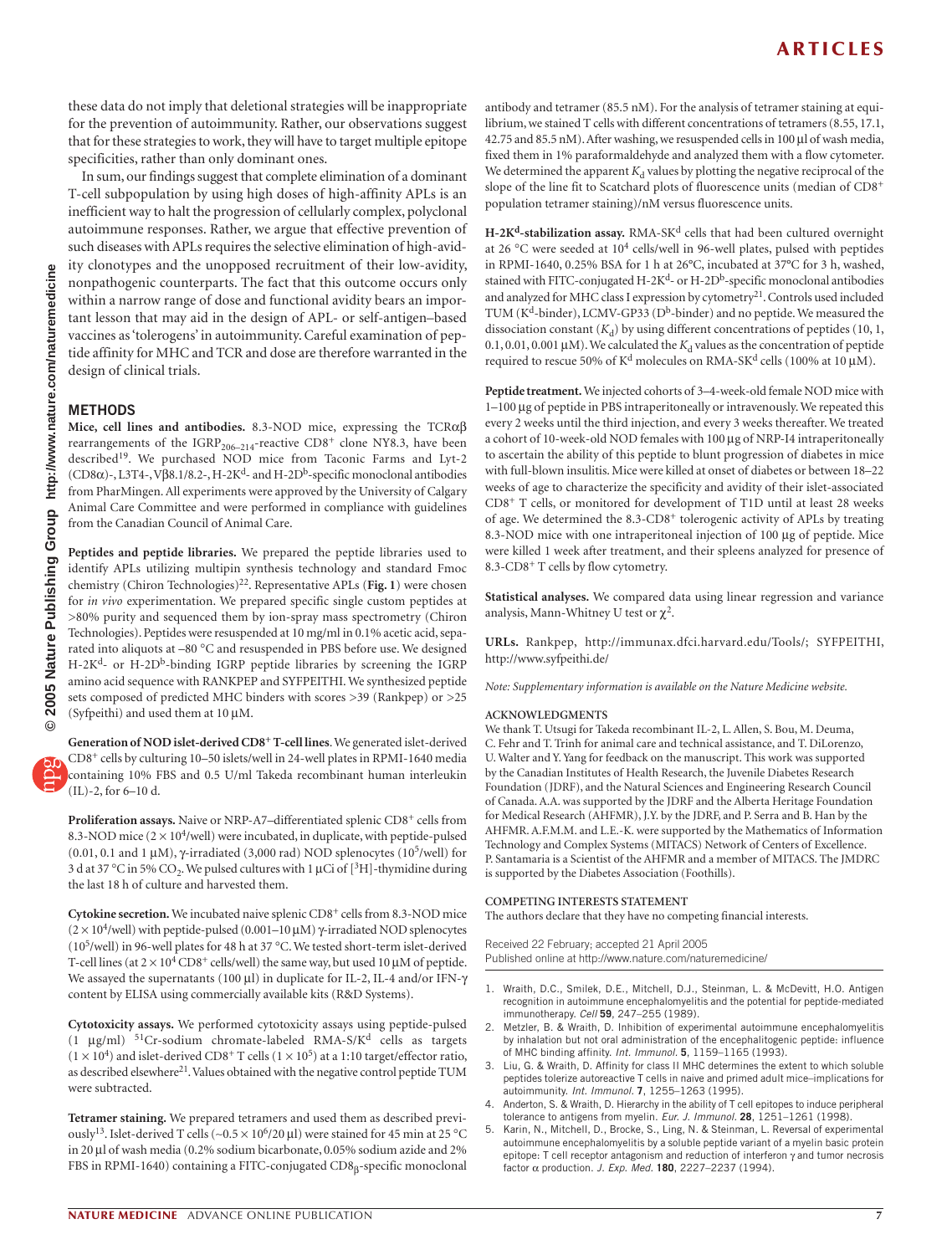these data do not imply that deletional strategies will be inappropriate for the prevention of autoimmunity. Rather, our observations suggest that for these strategies to work, they will have to target multiple epitope specificities, rather than only dominant ones.

In sum, our findings suggest that complete elimination of a dominant T-cell subpopulation by using high doses of high-affinity APLs is an inefficient way to halt the progression of cellularly complex, polyclonal autoimmune responses. Rather, we argue that effective prevention of such diseases with APLs requires the selective elimination of high-avidity clonotypes and the unopposed recruitment of their low-avidity, nonpathogenic counterparts. The fact that this outcome occurs only within a narrow range of dose and functional avidity bears an important lesson that may aid in the design of APL- or self-antigen–based vaccines as 'tolerogens' in autoimmunity. Careful examination of peptide affinity for MHC and TCR and dose are therefore warranted in the design of clinical trials.

## METHODS

**Mice, cell lines and antibodies.** 8.3-NOD mice, expressing the TCRαβ rearrangements of the $IGRP_{206–214}$-reactive $CD8^+$ clone NY8.3, have been described[19]. We purchased NOD mice from Taconic Farms and Lyt-2 (CD8α)-, L3T4-, Vβ8.1/8.2-, H-2K$^d$- and H-2D$^b$-specific monoclonal antibodies from PharMingen. All experiments were approved by the University of Calgary Animal Care Committee and were performed in compliance with guidelines from the Canadian Council of Animal Care.

**Peptides and peptide libraries.** We prepared the peptide libraries used to identify APLs utilizing multipin synthesis technology and standard Fmoc chemistry (Chiron Technologies)[22]. Representative APLs (**Fig. 1**) were chosen for *in vivo* experimentation. We prepared specific single custom peptides at >80% purity and sequenced them by ion-spray mass spectrometry (Chiron Technologies). Peptides were resuspended at 10 mg/ml in 0.1% acetic acid, separated into aliquots at –80 °C and resuspended in PBS before use. We designed H-2K$^d$- or H-2D$^b$-binding IGRP peptide libraries by screening the IGRP amino acid sequence with RANKPEP and SYFPEITHI. We synthesized peptide sets composed of predicted MHC binders with scores >39 (Rankpep) or >25 (Syfpeithi) and used them at 10 µM.

**Generation of NOD islet-derived $CD8^+$ T-cell lines.** We generated islet-derived $CD8^+$ cells by culturing 10–50 islets/well in 24-well plates in RPMI-1640 media containing 10% FBS and 0.5 U/ml Takeda recombinant human interleukin (IL)-2, for 6–10 d.

**Proliferation assays.** Naive or NRP-A7–differentiated splenic $CD8^+$ cells from 8.3-NOD mice ($2 \times 10^4$/well) were incubated, in duplicate, with peptide-pulsed (0.01, 0.1 and 1 µM), γ-irradiated (3,000 rad) NOD splenocytes ($10^5$/well) for 3 d at 37 °C in 5% $CO_2$. We pulsed cultures with 1 µCi of [$^3$H]-thymidine during the last 18 h of culture and harvested them.

**Cytokine secretion.** We incubated naive splenic $CD8^+$ cells from 8.3-NOD mice ($2 \times 10^4$/well) with peptide-pulsed (0.001–10 µM) γ-irradiated NOD splenocytes ($10^5$/well) in 96-well plates for 48 h at 37 °C. We tested short-term islet-derived T-cell lines (at $2 \times 10^4$ $CD8^+$ cells/well) the same way, but used 10 µM of peptide. We assayed the supernatants (100 µl) in duplicate for IL-2, IL-4 and/or IFN-γ content by ELISA using commercially available kits (R&D Systems).

**Cytotoxicity assays.** We performed cytotoxicity assays using peptide-pulsed (1 µg/ml) $^{51}$Cr-sodium chromate-labeled RMA-S/K$^d$ cells as targets ($1 \times 10^4$) and islet-derived $CD8^+$ T cells ($1 \times 10^5$) at a 1:10 target/effector ratio, as described elsewhere[21]. Values obtained with the negative control peptide TUM were subtracted.

**Tetramer staining.** We prepared tetramers and used them as described previously[13]. Islet-derived T cells (~$0.5 \times 10^6$/20 µl) were stained for 45 min at 25 °C in 20 µl of wash media (0.2% sodium bicarbonate, 0.05% sodium azide and 2% FBS in RPMI-1640) containing a FITC-conjugated $CD8_\beta$-specific monoclonal antibody and tetramer (85.5 nM). For the analysis of tetramer staining at equilibrium, we stained T cells with different concentrations of tetramers (8.55, 17.1, 42.75 and 85.5 nM). After washing, we resuspended cells in 100 µl of wash media, fixed them in 1% paraformaldehyde and analyzed them with a flow cytometer. We determined the apparent $K_d$ values by plotting the negative reciprocal of the slope of the line fit to Scatchard plots of fluorescence units (median of $CD8^+$ population tetramer staining)/nM versus fluorescence units.

**H-2K$^d$-stabilization assay.** RMA-SK$^d$ cells that had been cultured overnight at 26 °C were seeded at $10^4$ cells/well in 96-well plates, pulsed with peptides in RPMI-1640, 0.25% BSA for 1 h at 26°C, incubated at 37°C for 3 h, washed, stained with FITC-conjugated H-2K$^d$- or H-2D$^b$-specific monoclonal antibodies and analyzed for MHC class I expression by cytometry[21]. Controls used included TUM (K$^d$-binder), LCMV-GP33 (D$^b$-binder) and no peptide. We measured the dissociation constant ($K_d$) by using different concentrations of peptides (10, 1, 0.1, 0.01, 0.001 µM). We calculated the $K_d$ values as the concentration of peptide required to rescue 50% of K$^d$ molecules on RMA-SK$^d$ cells (100% at 10 µM).

**Peptide treatment.** We injected cohorts of 3–4-week-old female NOD mice with 1–100 µg of peptide in PBS intraperitoneally or intravenously. We repeated this every 2 weeks until the third injection, and every 3 weeks thereafter. We treated a cohort of 10-week-old NOD females with 100 µg of NRP-I4 intraperitoneally to ascertain the ability of this peptide to blunt progression of diabetes in mice with full-blown insulitis. Mice were killed at onset of diabetes or between 18–22 weeks of age to characterize the specificity and avidity of their islet-associated $CD8^+$ T cells, or monitored for development of T1D until at least 28 weeks of age. We determined the 8.3-$CD8^+$ tolerogenic activity of APLs by treating 8.3-NOD mice with one intraperitoneal injection of 100 µg of peptide. Mice were killed 1 week after treatment, and their spleens analyzed for presence of 8.3-$CD8^+$ T cells by flow cytometry.

**Statistical analyses.** We compared data using linear regression and variance analysis, Mann-Whitney U test or $\chi^2$.

**URLs.** Rankpep, http://immunax.dfci.harvard.edu/Tools/; SYFPEITHI, http://www.syfpeithi.de/

*Note: Supplementary information is available on the Nature Medicine website.*

#### ACKNOWLEDGMENTS

We thank T. Utsugi for Takeda recombinant IL-2, L. Allen, S. Bou, M. Deuma, C. Fehr and T. Trinh for animal care and technical assistance, and T. DiLorenzo, U. Walter and Y. Yang for feedback on the manuscript. This work was supported by the Canadian Institutes of Health Research, the Juvenile Diabetes Research Foundation (JDRF), and the Natural Sciences and Engineering Research Council of Canada. A.A. was supported by the JDRF and the Alberta Heritage Foundation for Medical Research (AHFMR), J.Y. by the JDRF, and P. Serra and B. Han by the AHFMR. A.F.M.M. and L.E.-K. were supported by the Mathematics of Information Technology and Complex Systems (MITACS) Network of Centers of Excellence. P. Santamaria is a Scientist of the AHFMR and a member of MITACS. The JMDRC is supported by the Diabetes Association (Foothills).

#### COMPETING INTERESTS STATEMENT

The authors declare that they have no competing financial interests.

Received 22 February; accepted 21 April 2005
Published online at http://www.nature.com/naturemedicine/

1. Wraith, D.C., Smilek, D.E., Mitchell, D.J., Steinman, L. & McDevitt, H.O. Antigen recognition in autoimmune encephalomyelitis and the potential for peptide-mediated immunotherapy. *Cell* **59**, 247–255 (1989).
2. Metzler, B. & Wraith, D. Inhibition of experimental autoimmune encephalomyelitis by inhalation but not oral administration of the encephalitogenic peptide: influence of MHC binding affinity. *Int. Immunol.* **5**, 1159–1165 (1993).
3. Liu, G. & Wraith, D. Affinity for class II MHC determines the extent to which soluble peptides tolerize autoreactive T cells in naive and primed adult mice–implications for autoimmunity. *Int. Immunol.* **7**, 1255–1263 (1995).
4. Anderton, S. & Wraith, D. Hierarchy in the ability of T cell epitopes to induce peripheral tolerance to antigens from myelin. *Eur. J. Immunol.* **28**, 1251–1261 (1998).
5. Karin, N., Mitchell, D., Brocke, S., Ling, N. & Steinman, L. Reversal of experimental autoimmune encephalomyelitis by a soluble peptide variant of a myelin basic protein epitope: T cell receptor antagonism and reduction of interferon γ and tumor necrosis factor α production. *J. Exp. Med.* **180**, 2227–2237 (1994).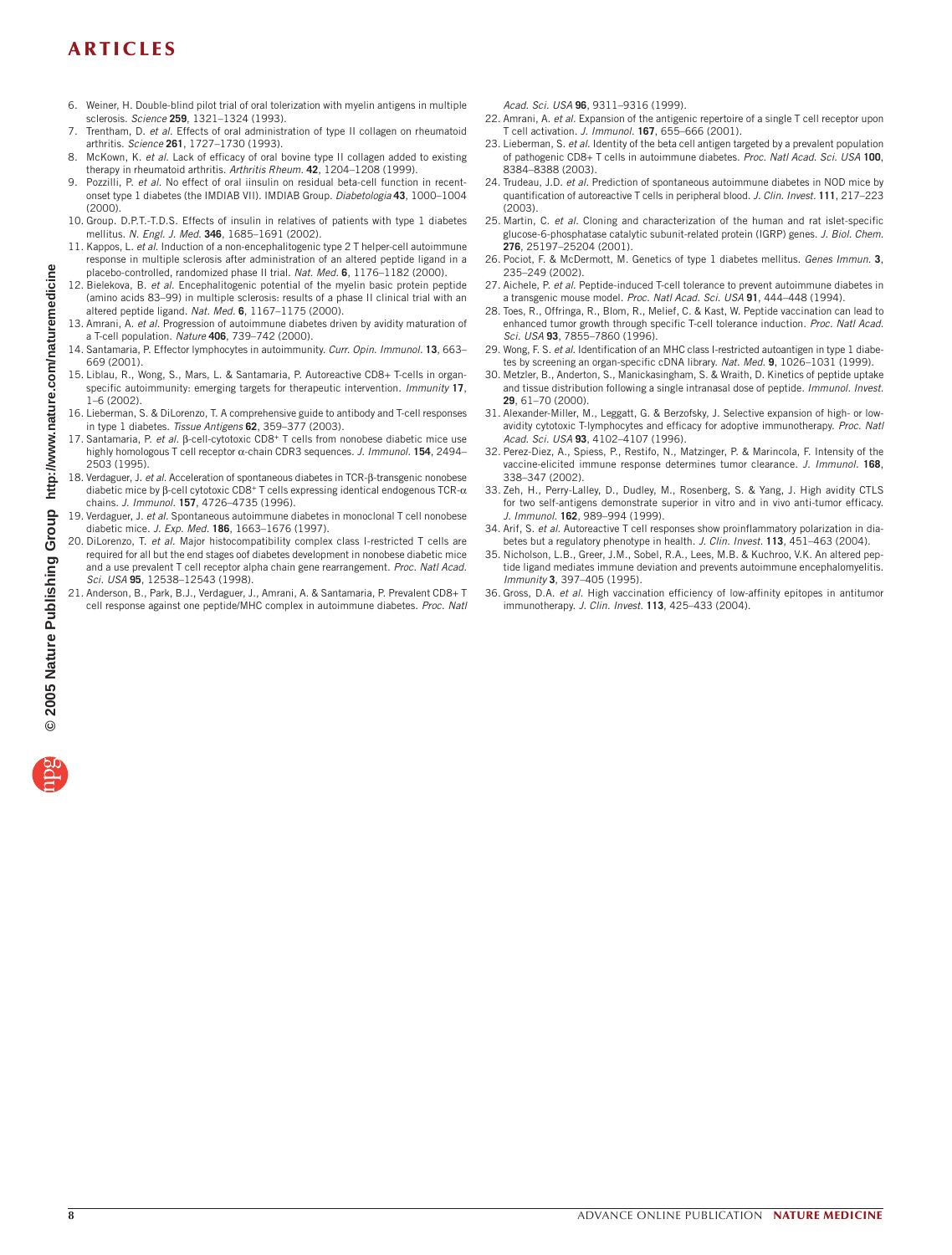6. Weiner, H. Double-blind pilot trial of oral tolerization with myelin antigens in multiple sclerosis. *Science* **259**, 1321–1324 (1993).
7. Trentham, D. *et al.* Effects of oral administration of type II collagen on rheumatoid arthritis. *Science* **261**, 1727–1730 (1993).
8. McKown, K. *et al.* Lack of efficacy of oral bovine type II collagen added to existing therapy in rheumatoid arthritis. *Arthritis Rheum.* **42**, 1204–1208 (1999).
9. Pozzilli, P. *et al.* No effect of oral iinsulin on residual beta-cell function in recent-onset type 1 diabetes (the IMDIAB VII). IMDIAB Group. *Diabetologia* **43**, 1000–1004 (2000).
10. Group. D.P.T.-T.D.S. Effects of insulin in relatives of patients with type 1 diabetes mellitus. *N. Engl. J. Med.* **346**, 1685–1691 (2002).
11. Kappos, L. *et al.* Induction of a non-encephalitogenic type 2 T helper-cell autoimmune response in multiple sclerosis after administration of an altered peptide ligand in a placebo-controlled, randomized phase II trial. *Nat. Med.* **6**, 1176–1182 (2000).
12. Bielekova, B. *et al.* Encephalitogenic potential of the myelin basic protein peptide (amino acids 83–99) in multiple sclerosis: results of a phase II clinical trial with an altered peptide ligand. *Nat. Med.* **6**, 1167–1175 (2000).
13. Amrani, A. *et al.* Progression of autoimmune diabetes driven by avidity maturation of a T-cell population. *Nature* **406**, 739–742 (2000).
14. Santamaria, P. Effector lymphocytes in autoimmunity. *Curr. Opin. Immunol.* **13**, 663–669 (2001).
15. Liblau, R., Wong, S., Mars, L. & Santamaria, P. Autoreactive CD8+ T-cells in organ-specific autoimmunity: emerging targets for therapeutic intervention. *Immunity* **17**, 1–6 (2002).
16. Lieberman, S. & DiLorenzo, T. A comprehensive guide to antibody and T-cell responses in type 1 diabetes. *Tissue Antigens* **62**, 359–377 (2003).
17. Santamaria, P. *et al.* β-cell-cytotoxic CD8+ T cells from nonobese diabetic mice use highly homologous T cell receptor α-chain CDR3 sequences. *J. Immunol.* **154**, 2494–2503 (1995).
18. Verdaguer, J. *et al.* Acceleration of spontaneous diabetes in TCR-β-transgenic nonobese diabetic mice by β-cell cytotoxic CD8+ T cells expressing identical endogenous TCR-α chains. *J. Immunol.* **157**, 4726–4735 (1996).
19. Verdaguer, J. *et al.* Spontaneous autoimmune diabetes in monoclonal T cell nonobese diabetic mice. *J. Exp. Med.* **186**, 1663–1676 (1997).
20. DiLorenzo, T. *et al.* Major histocompatibility complex class I-restricted T cells are required for all but the end stages oof diabetes development in nonobese diabetic mice and a use prevalent T cell receptor alpha chain gene rearrangement. *Proc. Natl Acad. Sci. USA* **95**, 12538–12543 (1998).
21. Anderson, B., Park, B.J., Verdaguer, J., Amrani, A. & Santamaria, P. Prevalent CD8+ T cell response against one peptide/MHC complex in autoimmune diabetes. *Proc. Natl Acad. Sci. USA* **96**, 9311–9316 (1999).
22. Amrani, A. *et al.* Expansion of the antigenic repertoire of a single T cell receptor upon T cell activation. *J. Immunol.* **167**, 655–666 (2001).
23. Lieberman, S. *et al.* Identity of the beta cell antigen targeted by a prevalent population of pathogenic CD8+ T cells in autoimmune diabetes. *Proc. Natl Acad. Sci. USA* **100**, 8384–8388 (2003).
24. Trudeau, J.D. *et al.* Prediction of spontaneous autoimmune diabetes in NOD mice by quantification of autoreactive T cells in peripheral blood. *J. Clin. Invest.* **111**, 217–223 (2003).
25. Martin, C. *et al.* Cloning and characterization of the human and rat islet-specific glucose-6-phosphatase catalytic subunit-related protein (IGRP) genes. *J. Biol. Chem.* **276**, 25197–25204 (2001).
26. Pociot, F. & McDermott, M. Genetics of type 1 diabetes mellitus. *Genes Immun.* **3**, 235–249 (2002).
27. Aichele, P. *et al.* Peptide-induced T-cell tolerance to prevent autoimmune diabetes in a transgenic mouse model. *Proc. Natl Acad. Sci. USA* **91**, 444–448 (1994).
28. Toes, R., Offringa, R., Blom, R., Melief, C. & Kast, W. Peptide vaccination can lead to enhanced tumor growth through specific T-cell tolerance induction. *Proc. Natl Acad. Sci. USA* **93**, 7855–7860 (1996).
29. Wong, F. S. *et al.* Identification of an MHC class I-restricted autoantigen in type 1 diabetes by screening an organ-specific cDNA library. *Nat. Med.* **9**, 1026–1031 (1999).
30. Metzler, B., Anderton, S., Manickasingham, S. & Wraith, D. Kinetics of peptide uptake and tissue distribution following a single intranasal dose of peptide. *Immunol. Invest.* **29**, 61–70 (2000).
31. Alexander-Miller, M., Leggatt, G. & Berzofsky, J. Selective expansion of high- or low-avidity cytotoxic T-lymphocytes and efficacy for adoptive immunotherapy. *Proc. Natl Acad. Sci. USA* **93**, 4102–4107 (1996).
32. Perez-Diez, A., Spiess, P., Restifo, N., Matzinger, P. & Marincola, F. Intensity of the vaccine-elicited immune response determines tumor clearance. *J. Immunol.* **168**, 338–347 (2002).
33. Zeh, H., Perry-Lalley, D., Dudley, M., Rosenberg, S. & Yang, J. High avidity CTLS for two self-antigens demonstrate superior in vitro and in vivo anti-tumor efficacy. *J. Immunol.* **162**, 989–994 (1999).
34. Arif, S. *et al.* Autoreactive T cell responses show proinflammatory polarization in diabetes but a regulatory phenotype in health. *J. Clin. Invest.* **113**, 451–463 (2004).
35. Nicholson, L.B., Greer, J.M., Sobel, R.A., Lees, M.B. & Kuchroo, V.K. An altered peptide ligand mediates immune deviation and prevents autoimmune encephalomyelitis. *Immunity* **3**, 397–405 (1995).
36. Gross, D.A. *et al.* High vaccination efficiency of low-affinity epitopes in antitumor immunotherapy. *J. Clin. Invest.* **113**, 425–433 (2004).